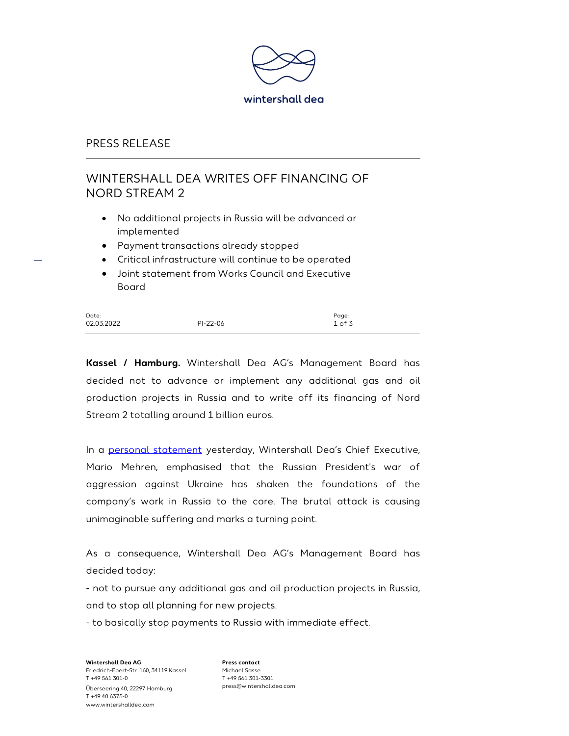wintershall dea

PRESS RELEASE

# WINTERSHALL DEA WRITES OFF FINANCING OF NORD STREAM 2

- No additional projects in Russia will be advanced or implemented
- Payment transactions already stopped
- Critical infrastructure will continue to be operated
- Joint statement from Works Council and Executive Board

| Date: | | |
|---|---|---|
| 02.03.2022 | PI-22-06 | |

**Kassel / Hamburg.** Wintershall Dea AG's Management Board has decided not to advance or implement any additional gas and oil production projects in Russia and to write off its financing of Nord Stream 2 totalling around 1 billion euros.

In a [personal statement]() yesterday, Wintershall Dea's Chief Executive, Mario Mehren, emphasised that the Russian President's war of aggression against Ukraine has shaken the foundations of the company's work in Russia to the core. The brutal attack is causing unimaginable suffering and marks a turning point.

As a consequence, Wintershall Dea AG's Management Board has decided today:
- not to pursue any additional gas and oil production projects in Russia, and to stop all planning for new projects.
- to basically stop payments to Russia with immediate effect.

**Wintershall Dea AG**
Friedrich-Ebert-Str. 160, 34119 Kassel
T +49 561 301-0
Überseering 40, 22297 Hamburg
T +49 40 6375-0
www.wintershalldea.com

**Press contact**
Michael Sasse
T +49 561 301-3301
press@wintershalldea.com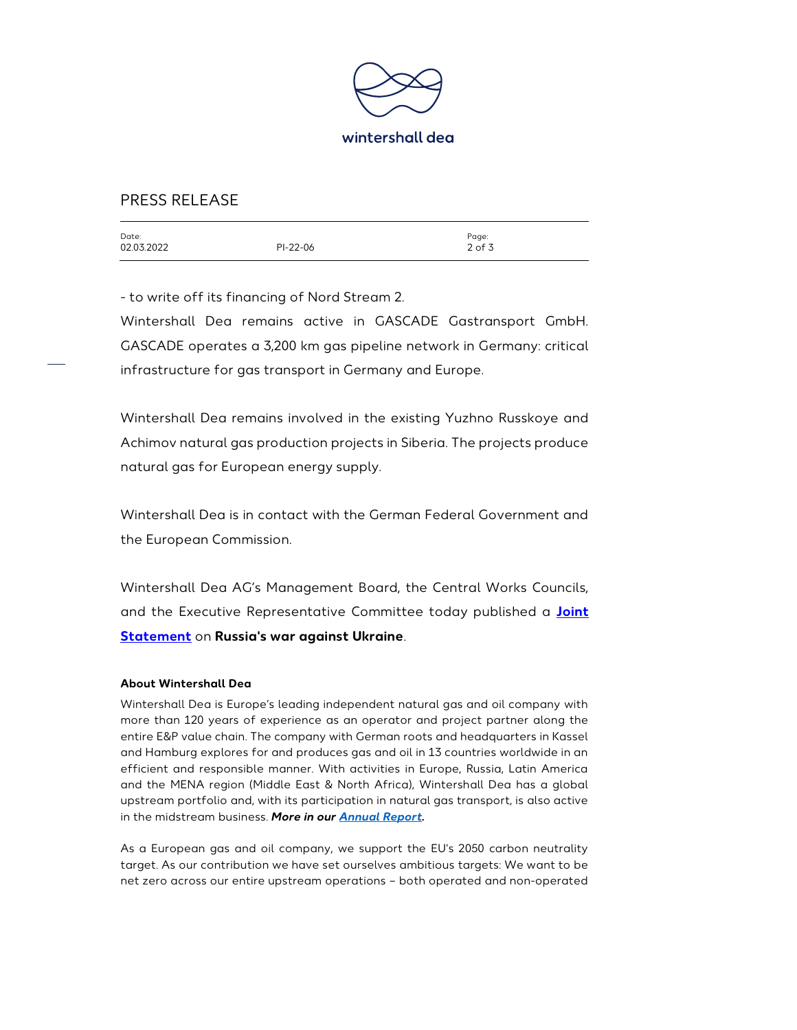- to write off its financing of Nord Stream 2.

Wintershall Dea remains active in GASCADE Gastransport GmbH. GASCADE operates a 3,200 km gas pipeline network in Germany: critical infrastructure for gas transport in Germany and Europe.

Wintershall Dea remains involved in the existing Yuzhno Russkoye and Achimov natural gas production projects in Siberia. The projects produce natural gas for European energy supply.

Wintershall Dea is in contact with the German Federal Government and the European Commission.

Wintershall Dea AG's Management Board, the Central Works Councils, and the Executive Representative Committee today published a **Joint Statement** on **Russia's war against Ukraine**.

**About Wintershall Dea**

Wintershall Dea is Europe's leading independent natural gas and oil company with more than 120 years of experience as an operator and project partner along the entire E&P value chain. The company with German roots and headquarters in Kassel and Hamburg explores for and produces gas and oil in 13 countries worldwide in an efficient and responsible manner. With activities in Europe, Russia, Latin America and the MENA region (Middle East & North Africa), Wintershall Dea has a global upstream portfolio and, with its participation in natural gas transport, is also active in the midstream business. ***More in our Annual Report.***

As a European gas and oil company, we support the EU's 2050 carbon neutrality target. As our contribution we have set ourselves ambitious targets: We want to be net zero across our entire upstream operations – both operated and non-operated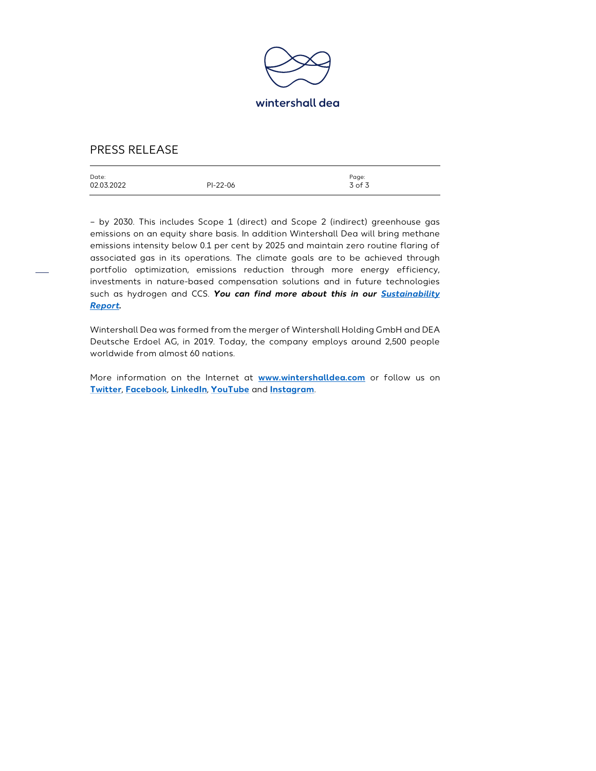– by 2030. This includes Scope 1 (direct) and Scope 2 (indirect) greenhouse gas emissions on an equity share basis. In addition Wintershall Dea will bring methane emissions intensity below 0.1 per cent by 2025 and maintain zero routine flaring of associated gas in its operations. The climate goals are to be achieved through portfolio optimization, emissions reduction through more energy efficiency, investments in nature-based compensation solutions and in future technologies such as hydrogen and CCS. ***You can find more about this in our Sustainability Report.***

Wintershall Dea was formed from the merger of Wintershall Holding GmbH and DEA Deutsche Erdoel AG, in 2019. Today, the company employs around 2,500 people worldwide from almost 60 nations.

More information on the Internet at **www.wintershalldea.com** or follow us on **Twitter**, **Facebook**, **LinkedIn**, **YouTube** and **Instagram**.